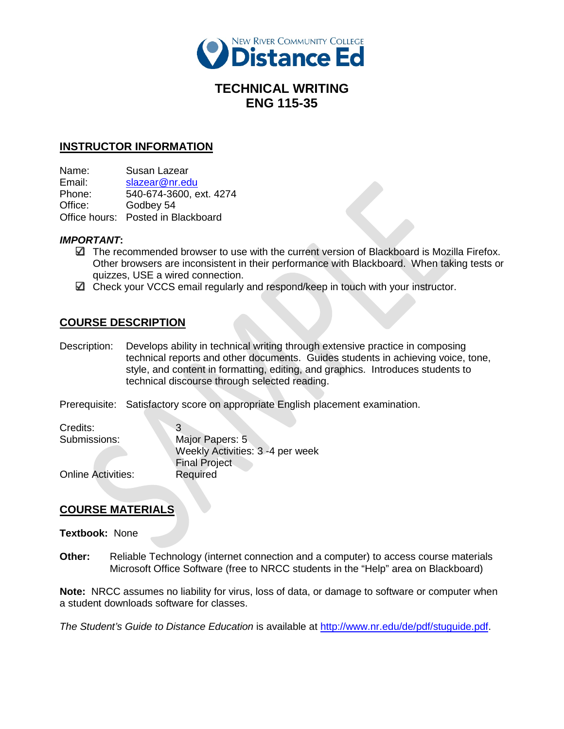New River Community College Distance Ed

# TECHNICAL WRITING
# ENG 115-35

## INSTRUCTOR INFORMATION

Name: Susan Lazear
Email: slazear@nr.edu
Phone: 540-674-3600, ext. 4274
Office: Godbey 54
Office hours: Posted in Blackboard

***IMPORTANT*:**

- ☑ The recommended browser to use with the current version of Blackboard is Mozilla Firefox. Other browsers are inconsistent in their performance with Blackboard. When taking tests or quizzes, USE a wired connection.
- ☑ Check your VCCS email regularly and respond/keep in touch with your instructor.

## COURSE DESCRIPTION

Description: Develops ability in technical writing through extensive practice in composing technical reports and other documents. Guides students in achieving voice, tone, style, and content in formatting, editing, and graphics. Introduces students to technical discourse through selected reading.

Prerequisite: Satisfactory score on appropriate English placement examination.

Credits: 3
Submissions: Major Papers: 5
Weekly Activities: 3 -4 per week
Final Project
Online Activities: Required

## COURSE MATERIALS

**Textbook:** None

**Other:** Reliable Technology (internet connection and a computer) to access course materials
Microsoft Office Software (free to NRCC students in the "Help" area on Blackboard)

**Note:** NRCC assumes no liability for virus, loss of data, or damage to software or computer when a student downloads software for classes.

*The Student's Guide to Distance Education* is available at http://www.nr.edu/de/pdf/stuguide.pdf.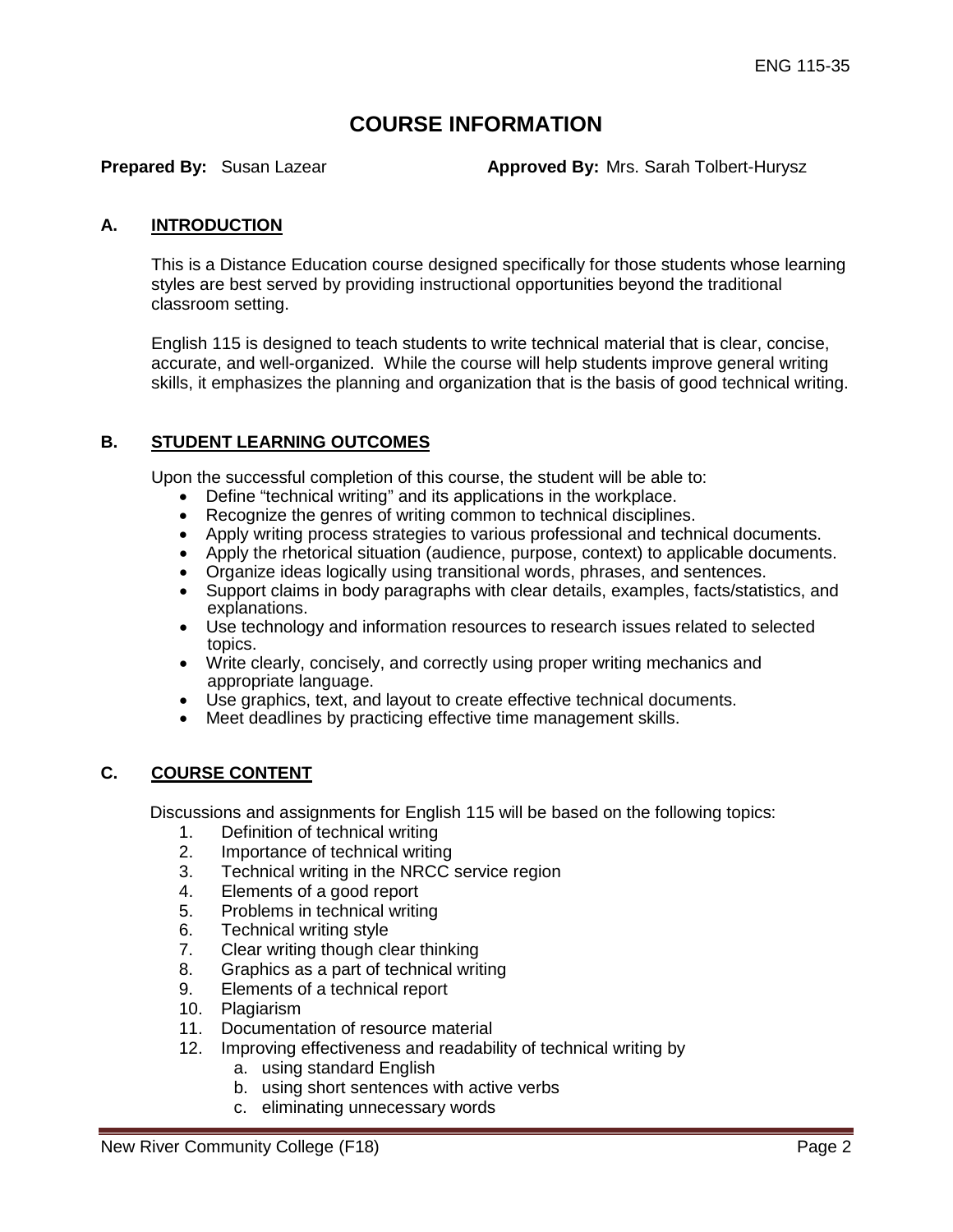# COURSE INFORMATION

**Prepared By:** Susan Lazear **Approved By:** Mrs. Sarah Tolbert-Hurysz

## A. INTRODUCTION

This is a Distance Education course designed specifically for those students whose learning styles are best served by providing instructional opportunities beyond the traditional classroom setting.

English 115 is designed to teach students to write technical material that is clear, concise, accurate, and well-organized. While the course will help students improve general writing skills, it emphasizes the planning and organization that is the basis of good technical writing.

## B. STUDENT LEARNING OUTCOMES

Upon the successful completion of this course, the student will be able to:

- Define "technical writing" and its applications in the workplace.
- Recognize the genres of writing common to technical disciplines.
- Apply writing process strategies to various professional and technical documents.
- Apply the rhetorical situation (audience, purpose, context) to applicable documents.
- Organize ideas logically using transitional words, phrases, and sentences.
- Support claims in body paragraphs with clear details, examples, facts/statistics, and explanations.
- Use technology and information resources to research issues related to selected topics.
- Write clearly, concisely, and correctly using proper writing mechanics and appropriate language.
- Use graphics, text, and layout to create effective technical documents.
- Meet deadlines by practicing effective time management skills.

## C. COURSE CONTENT

Discussions and assignments for English 115 will be based on the following topics:

1. Definition of technical writing
2. Importance of technical writing
3. Technical writing in the NRCC service region
4. Elements of a good report
5. Problems in technical writing
6. Technical writing style
7. Clear writing though clear thinking
8. Graphics as a part of technical writing
9. Elements of a technical report
10. Plagiarism
11. Documentation of resource material
12. Improving effectiveness and readability of technical writing by
    a. using standard English
    b. using short sentences with active verbs
    c. eliminating unnecessary words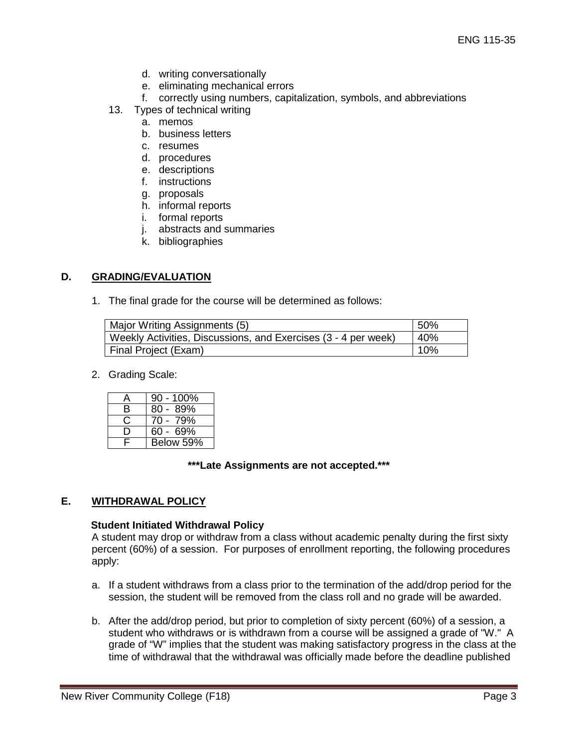d. writing conversationally
   e. eliminating mechanical errors
   f. correctly using numbers, capitalization, symbols, and abbreviations

13. Types of technical writing
    a. memos
    b. business letters
    c. resumes
    d. procedures
    e. descriptions
    f. instructions
    g. proposals
    h. informal reports
    i. formal reports
    j. abstracts and summaries
    k. bibliographies

## D. GRADING/EVALUATION

1. The final grade for the course will be determined as follows:

| | |
|---|---|
| Major Writing Assignments (5) | 50% |
| Weekly Activities, Discussions, and Exercises (3 - 4 per week) | 40% |
| Final Project (Exam) | 10% |

2. Grading Scale:

| | |
|---|---|
| A | 90 - 100% |
| B | 80 - 89% |
| C | 70 - 79% |
| D | 60 - 69% |
| F | Below 59% |

**\*\*\*Late Assignments are not accepted.\*\*\***

## E. WITHDRAWAL POLICY

**Student Initiated Withdrawal Policy**

A student may drop or withdraw from a class without academic penalty during the first sixty percent (60%) of a session. For purposes of enrollment reporting, the following procedures apply:

a. If a student withdraws from a class prior to the termination of the add/drop period for the session, the student will be removed from the class roll and no grade will be awarded.

b. After the add/drop period, but prior to completion of sixty percent (60%) of a session, a student who withdraws or is withdrawn from a course will be assigned a grade of "W." A grade of "W" implies that the student was making satisfactory progress in the class at the time of withdrawal that the withdrawal was officially made before the deadline published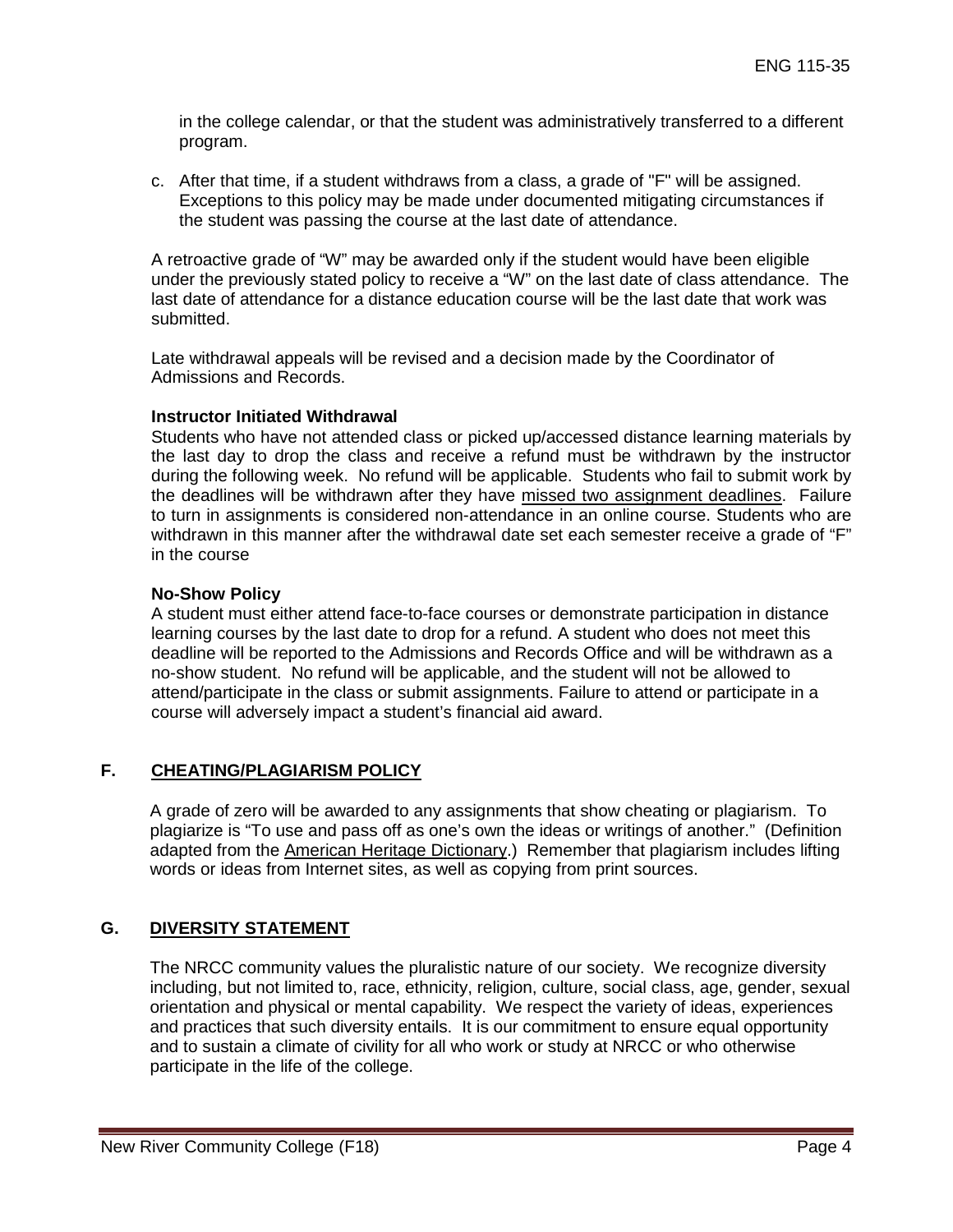in the college calendar, or that the student was administratively transferred to a different program.

c. After that time, if a student withdraws from a class, a grade of "F" will be assigned. Exceptions to this policy may be made under documented mitigating circumstances if the student was passing the course at the last date of attendance.

A retroactive grade of "W" may be awarded only if the student would have been eligible under the previously stated policy to receive a "W" on the last date of class attendance. The last date of attendance for a distance education course will be the last date that work was submitted.

Late withdrawal appeals will be revised and a decision made by the Coordinator of Admissions and Records.

**Instructor Initiated Withdrawal**

Students who have not attended class or picked up/accessed distance learning materials by the last day to drop the class and receive a refund must be withdrawn by the instructor during the following week. No refund will be applicable. Students who fail to submit work by the deadlines will be withdrawn after they have missed two assignment deadlines. Failure to turn in assignments is considered non-attendance in an online course. Students who are withdrawn in this manner after the withdrawal date set each semester receive a grade of "F" in the course

**No-Show Policy**

A student must either attend face-to-face courses or demonstrate participation in distance learning courses by the last date to drop for a refund. A student who does not meet this deadline will be reported to the Admissions and Records Office and will be withdrawn as a no-show student. No refund will be applicable, and the student will not be allowed to attend/participate in the class or submit assignments. Failure to attend or participate in a course will adversely impact a student's financial aid award.

## F. CHEATING/PLAGIARISM POLICY

A grade of zero will be awarded to any assignments that show cheating or plagiarism. To plagiarize is "To use and pass off as one's own the ideas or writings of another." (Definition adapted from the American Heritage Dictionary.) Remember that plagiarism includes lifting words or ideas from Internet sites, as well as copying from print sources.

## G. DIVERSITY STATEMENT

The NRCC community values the pluralistic nature of our society. We recognize diversity including, but not limited to, race, ethnicity, religion, culture, social class, age, gender, sexual orientation and physical or mental capability. We respect the variety of ideas, experiences and practices that such diversity entails. It is our commitment to ensure equal opportunity and to sustain a climate of civility for all who work or study at NRCC or who otherwise participate in the life of the college.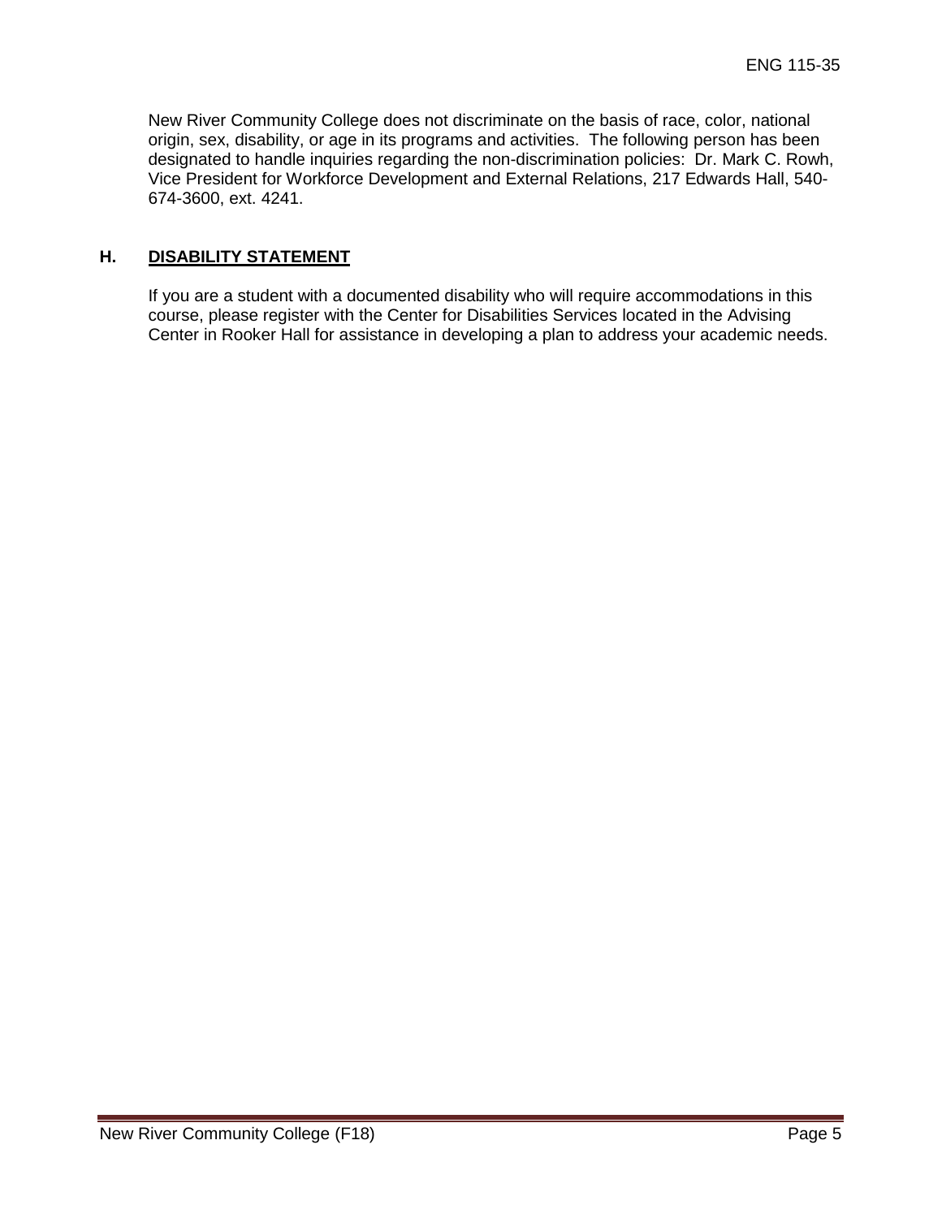New River Community College does not discriminate on the basis of race, color, national origin, sex, disability, or age in its programs and activities. The following person has been designated to handle inquiries regarding the non-discrimination policies: Dr. Mark C. Rowh, Vice President for Workforce Development and External Relations, 217 Edwards Hall, 540-674-3600, ext. 4241.

## H. DISABILITY STATEMENT

If you are a student with a documented disability who will require accommodations in this course, please register with the Center for Disabilities Services located in the Advising Center in Rooker Hall for assistance in developing a plan to address your academic needs.